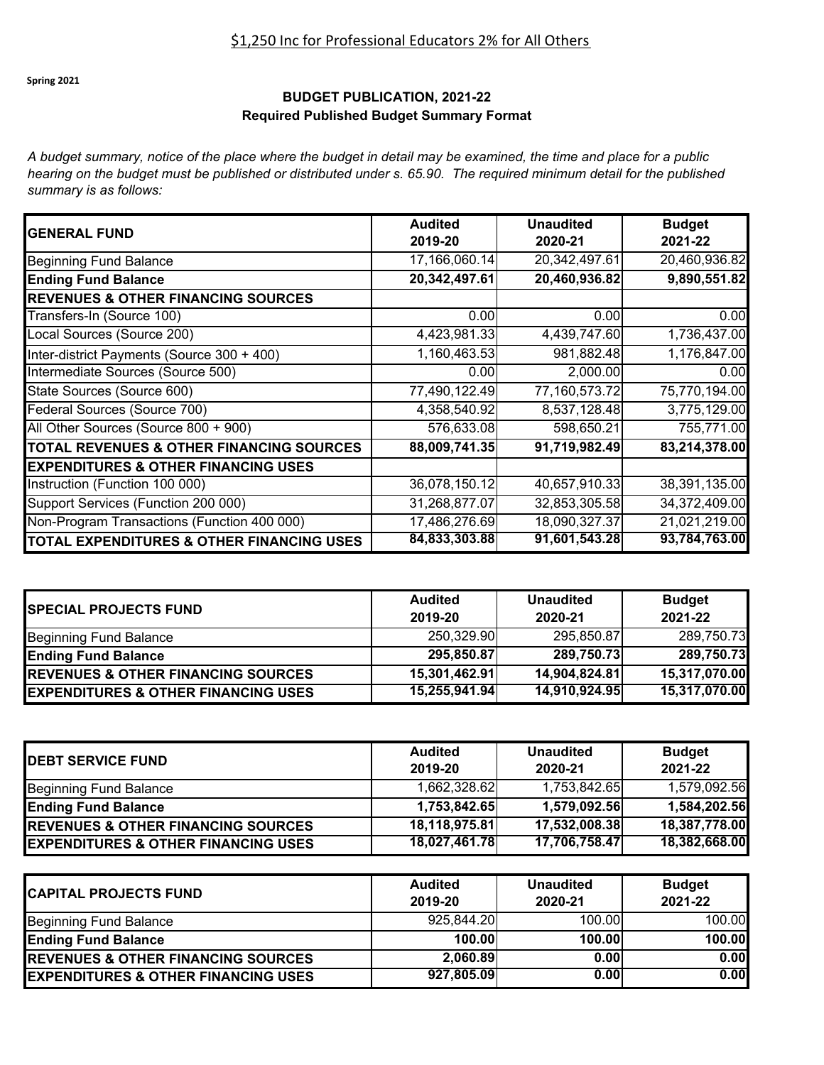$1,250 Inc for Professional Educators 2% for All Others

**Spring 2021**

## BUDGET PUBLICATION, 2021-22
### Required Published Budget Summary Format

*A budget summary, notice of the place where the budget in detail may be examined, the time and place for a public hearing on the budget must be published or distributed under s. 65.90. The required minimum detail for the published summary is as follows:*

| GENERAL FUND | Audited 2019-20 | Unaudited 2020-21 | Budget 2021-22 |
|---|---|---|---|
| Beginning Fund Balance | 17,166,060.14 | 20,342,497.61 | 20,460,936.82 |
| **Ending Fund Balance** | **20,342,497.61** | **20,460,936.82** | **9,890,551.82** |
| **REVENUES & OTHER FINANCING SOURCES** | | | |
| Transfers-In (Source 100) | 0.00 | 0.00 | 0.00 |
| Local Sources (Source 200) | 4,423,981.33 | 4,439,747.60 | 1,736,437.00 |
| Inter-district Payments (Source 300 + 400) | 1,160,463.53 | 981,882.48 | 1,176,847.00 |
| Intermediate Sources (Source 500) | 0.00 | 2,000.00 | 0.00 |
| State Sources (Source 600) | 77,490,122.49 | 77,160,573.72 | 75,770,194.00 |
| Federal Sources (Source 700) | 4,358,540.92 | 8,537,128.48 | 3,775,129.00 |
| All Other Sources (Source 800 + 900) | 576,633.08 | 598,650.21 | 755,771.00 |
| **TOTAL REVENUES & OTHER FINANCING SOURCES** | **88,009,741.35** | **91,719,982.49** | **83,214,378.00** |
| **EXPENDITURES & OTHER FINANCING USES** | | | |
| Instruction (Function 100 000) | 36,078,150.12 | 40,657,910.33 | 38,391,135.00 |
| Support Services (Function 200 000) | 31,268,877.07 | 32,853,305.58 | 34,372,409.00 |
| Non-Program Transactions (Function 400 000) | 17,486,276.69 | 18,090,327.37 | 21,021,219.00 |
| **TOTAL EXPENDITURES & OTHER FINANCING USES** | **84,833,303.88** | **91,601,543.28** | **93,784,763.00** |

| SPECIAL PROJECTS FUND | Audited 2019-20 | Unaudited 2020-21 | Budget 2021-22 |
|---|---|---|---|
| Beginning Fund Balance | 250,329.90 | 295,850.87 | 289,750.73 |
| **Ending Fund Balance** | **295,850.87** | **289,750.73** | **289,750.73** |
| **REVENUES & OTHER FINANCING SOURCES** | **15,301,462.91** | **14,904,824.81** | **15,317,070.00** |
| **EXPENDITURES & OTHER FINANCING USES** | **15,255,941.94** | **14,910,924.95** | **15,317,070.00** |

| DEBT SERVICE FUND | Audited 2019-20 | Unaudited 2020-21 | Budget 2021-22 |
|---|---|---|---|
| Beginning Fund Balance | 1,662,328.62 | 1,753,842.65 | 1,579,092.56 |
| **Ending Fund Balance** | **1,753,842.65** | **1,579,092.56** | **1,584,202.56** |
| **REVENUES & OTHER FINANCING SOURCES** | **18,118,975.81** | **17,532,008.38** | **18,387,778.00** |
| **EXPENDITURES & OTHER FINANCING USES** | **18,027,461.78** | **17,706,758.47** | **18,382,668.00** |

| CAPITAL PROJECTS FUND | Audited 2019-20 | Unaudited 2020-21 | Budget 2021-22 |
|---|---|---|---|
| Beginning Fund Balance | 925,844.20 | 100.00 | 100.00 |
| **Ending Fund Balance** | **100.00** | **100.00** | **100.00** |
| **REVENUES & OTHER FINANCING SOURCES** | **2,060.89** | **0.00** | **0.00** |
| **EXPENDITURES & OTHER FINANCING USES** | **927,805.09** | **0.00** | **0.00** |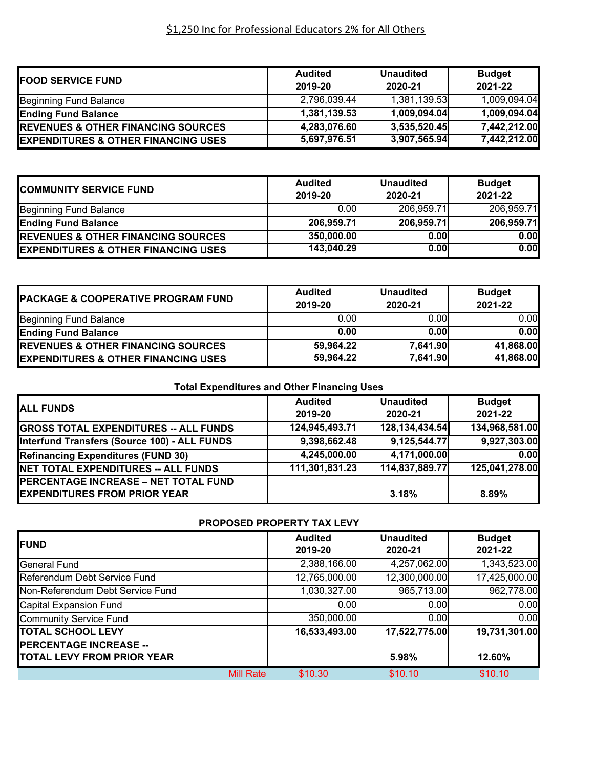$1,250 Inc for Professional Educators 2% for All Others

| FOOD SERVICE FUND | Audited 2019-20 | Unaudited 2020-21 | Budget 2021-22 |
|---|---|---|---|
| Beginning Fund Balance | 2,796,039.44 | 1,381,139.53 | 1,009,094.04 |
| **Ending Fund Balance** | **1,381,139.53** | **1,009,094.04** | **1,009,094.04** |
| **REVENUES & OTHER FINANCING SOURCES** | **4,283,076.60** | **3,535,520.45** | **7,442,212.00** |
| **EXPENDITURES & OTHER FINANCING USES** | **5,697,976.51** | **3,907,565.94** | **7,442,212.00** |

| COMMUNITY SERVICE FUND | Audited 2019-20 | Unaudited 2020-21 | Budget 2021-22 |
|---|---|---|---|
| Beginning Fund Balance | 0.00 | 206,959.71 | 206,959.71 |
| **Ending Fund Balance** | **206,959.71** | **206,959.71** | **206,959.71** |
| **REVENUES & OTHER FINANCING SOURCES** | **350,000.00** | **0.00** | **0.00** |
| **EXPENDITURES & OTHER FINANCING USES** | **143,040.29** | **0.00** | **0.00** |

| PACKAGE & COOPERATIVE PROGRAM FUND | Audited 2019-20 | Unaudited 2020-21 | Budget 2021-22 |
|---|---|---|---|
| Beginning Fund Balance | 0.00 | 0.00 | 0.00 |
| **Ending Fund Balance** | **0.00** | **0.00** | **0.00** |
| **REVENUES & OTHER FINANCING SOURCES** | **59,964.22** | **7,641.90** | **41,868.00** |
| **EXPENDITURES & OTHER FINANCING USES** | **59,964.22** | **7,641.90** | **41,868.00** |

**Total Expenditures and Other Financing Uses**

| ALL FUNDS | Audited 2019-20 | Unaudited 2020-21 | Budget 2021-22 |
|---|---|---|---|
| **GROSS TOTAL EXPENDITURES -- ALL FUNDS** | **124,945,493.71** | **128,134,434.54** | **134,968,581.00** |
| **Interfund Transfers (Source 100) - ALL FUNDS** | **9,398,662.48** | **9,125,544.77** | **9,927,303.00** |
| **Refinancing Expenditures (FUND 30)** | **4,245,000.00** | **4,171,000.00** | **0.00** |
| **NET TOTAL EXPENDITURES -- ALL FUNDS** | **111,301,831.23** | **114,837,889.77** | **125,041,278.00** |
| **PERCENTAGE INCREASE – NET TOTAL FUND EXPENDITURES FROM PRIOR YEAR** | | **3.18%** | **8.89%** |

**PROPOSED PROPERTY TAX LEVY**

| FUND | Audited 2019-20 | Unaudited 2020-21 | Budget 2021-22 |
|---|---|---|---|
| General Fund | 2,388,166.00 | 4,257,062.00 | 1,343,523.00 |
| Referendum Debt Service Fund | 12,765,000.00 | 12,300,000.00 | 17,425,000.00 |
| Non-Referendum Debt Service Fund | 1,030,327.00 | 965,713.00 | 962,778.00 |
| Capital Expansion Fund | 0.00 | 0.00 | 0.00 |
| Community Service Fund | 350,000.00 | 0.00 | 0.00 |
| **TOTAL SCHOOL LEVY** | **16,533,493.00** | **17,522,775.00** | **19,731,301.00** |
| **PERCENTAGE INCREASE -- TOTAL LEVY FROM PRIOR YEAR** | | **5.98%** | **12.60%** |
| Mill Rate | $10.30 | $10.10 | $10.10 |